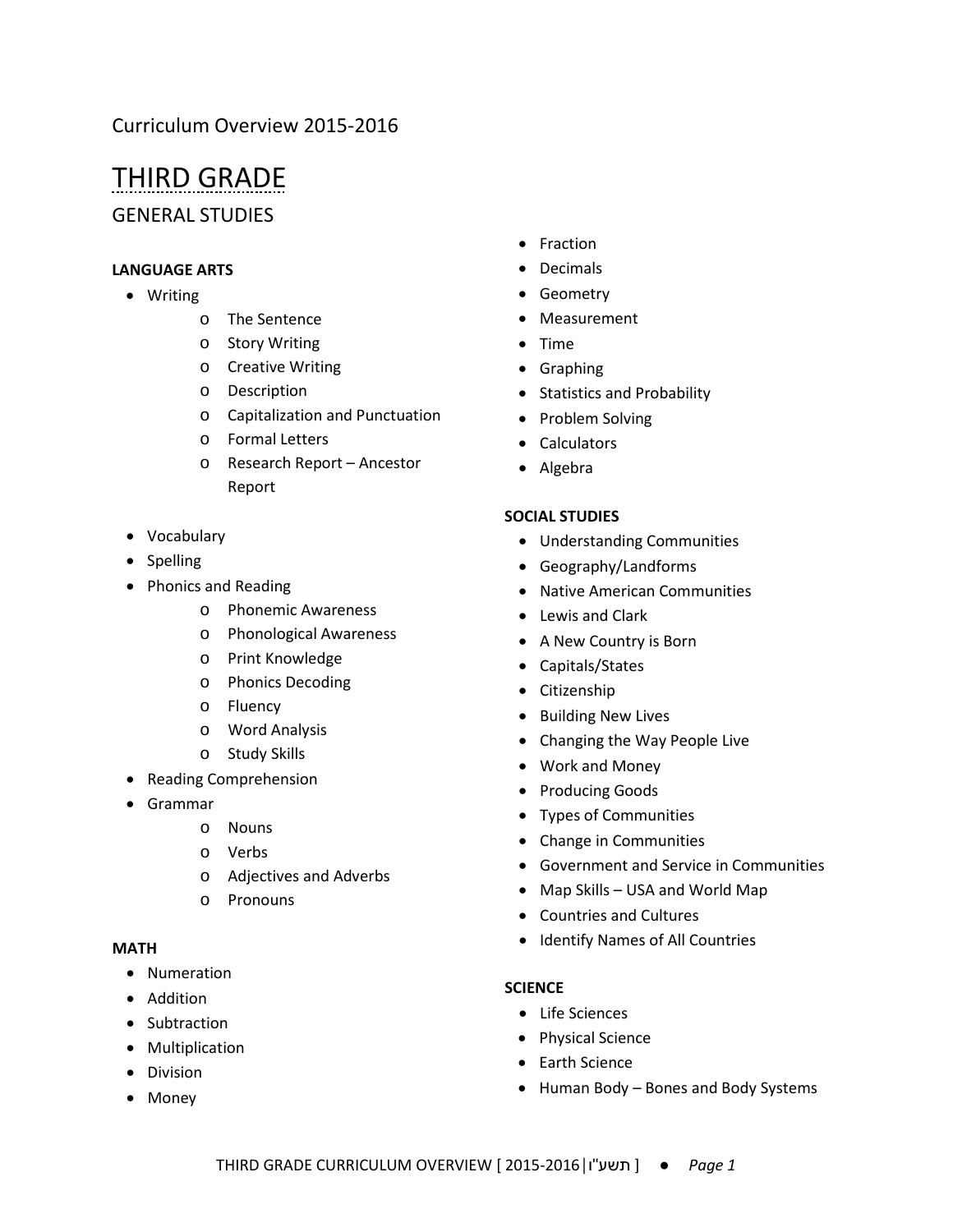Curriculum Overview 2015-2016

# THIRD GRADE

## GENERAL STUDIES

**LANGUAGE ARTS**

- Writing
  - The Sentence
  - Story Writing
  - Creative Writing
  - Description
  - Capitalization and Punctuation
  - Formal Letters
  - Research Report – Ancestor Report
- Vocabulary
- Spelling
- Phonics and Reading
  - Phonemic Awareness
  - Phonological Awareness
  - Print Knowledge
  - Phonics Decoding
  - Fluency
  - Word Analysis
  - Study Skills
- Reading Comprehension
- Grammar
  - Nouns
  - Verbs
  - Adjectives and Adverbs
  - Pronouns

**MATH**

- Numeration
- Addition
- Subtraction
- Multiplication
- Division
- Money
- Fraction
- Decimals
- Geometry
- Measurement
- Time
- Graphing
- Statistics and Probability
- Problem Solving
- Calculators
- Algebra

**SOCIAL STUDIES**

- Understanding Communities
- Geography/Landforms
- Native American Communities
- Lewis and Clark
- A New Country is Born
- Capitals/States
- Citizenship
- Building New Lives
- Changing the Way People Live
- Work and Money
- Producing Goods
- Types of Communities
- Change in Communities
- Government and Service in Communities
- Map Skills – USA and World Map
- Countries and Cultures
- Identify Names of All Countries

**SCIENCE**

- Life Sciences
- Physical Science
- Earth Science
- Human Body – Bones and Body Systems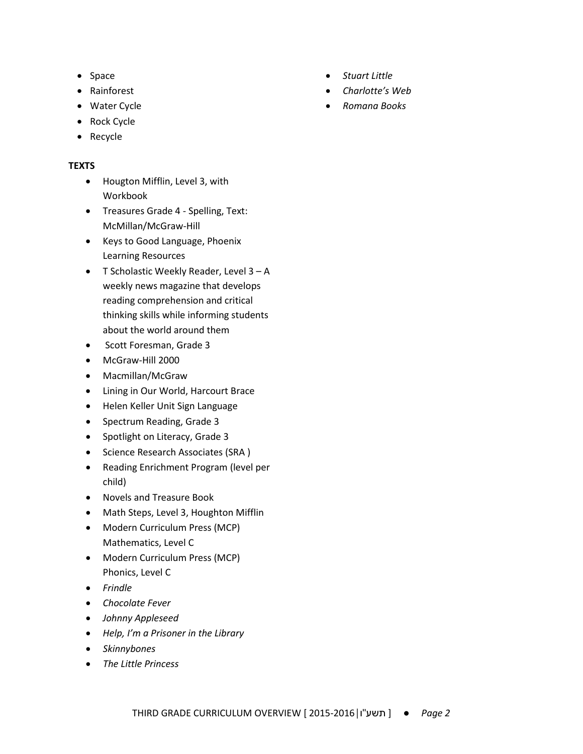- Space
- Rainforest
- Water Cycle
- Rock Cycle
- Recycle

**TEXTS**

- Hougton Mifflin, Level 3, with Workbook
- Treasures Grade 4 - Spelling, Text: McMillan/McGraw-Hill
- Keys to Good Language, Phoenix Learning Resources
- T Scholastic Weekly Reader, Level 3 – A weekly news magazine that develops reading comprehension and critical thinking skills while informing students about the world around them
- Scott Foresman, Grade 3
- McGraw-Hill 2000
- Macmillan/McGraw
- Lining in Our World, Harcourt Brace
- Helen Keller Unit Sign Language
- Spectrum Reading, Grade 3
- Spotlight on Literacy, Grade 3
- Science Research Associates (SRA )
- Reading Enrichment Program (level per child)
- Novels and Treasure Book
- Math Steps, Level 3, Houghton Mifflin
- Modern Curriculum Press (MCP) Mathematics, Level C
- Modern Curriculum Press (MCP) Phonics, Level C
- *Frindle*
- *Chocolate Fever*
- *Johnny Appleseed*
- *Help, I'm a Prisoner in the Library*
- *Skinnybones*
- *The Little Princess*
- *Stuart Little*
- *Charlotte's Web*
- *Romana Books*